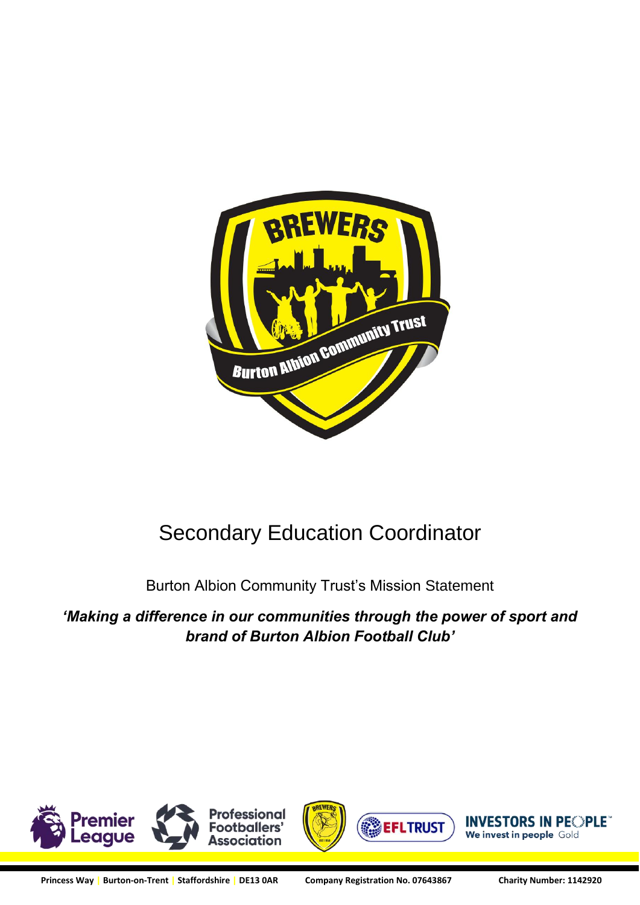# Secondary Education Coordinator

Burton Albion Community Trust's Mission Statement

***'Making a difference in our communities through the power of sport and brand of Burton Albion Football Club'***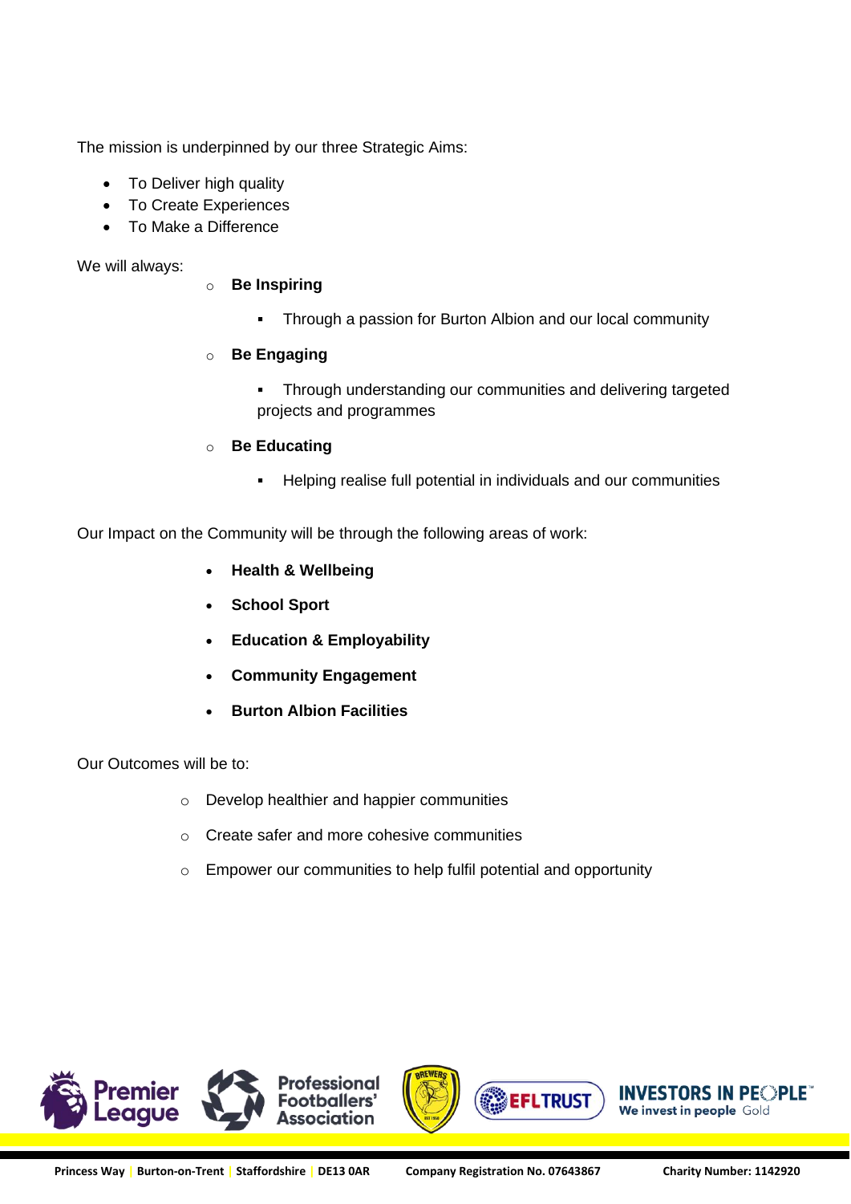The mission is underpinned by our three Strategic Aims:

- To Deliver high quality
- To Create Experiences
- To Make a Difference

We will always:

- **Be Inspiring**
  - Through a passion for Burton Albion and our local community
- **Be Engaging**
  - Through understanding our communities and delivering targeted projects and programmes
- **Be Educating**
  - Helping realise full potential in individuals and our communities

Our Impact on the Community will be through the following areas of work:

- **Health & Wellbeing**
- **School Sport**
- **Education & Employability**
- **Community Engagement**
- **Burton Albion Facilities**

Our Outcomes will be to:

- Develop healthier and happier communities
- Create safer and more cohesive communities
- Empower our communities to help fulfil potential and opportunity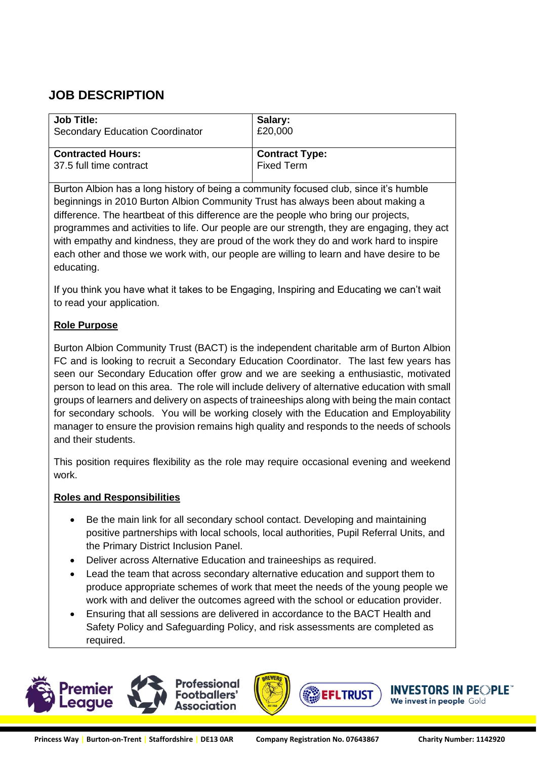## JOB DESCRIPTION

| **Job Title:**<br>Secondary Education Coordinator | **Salary:**<br>£20,000 |
|---|---|
| **Contracted Hours:**<br>37.5 full time contract | **Contract Type:**<br>Fixed Term |

Burton Albion has a long history of being a community focused club, since it's humble beginnings in 2010 Burton Albion Community Trust has always been about making a difference. The heartbeat of this difference are the people who bring our projects, programmes and activities to life. Our people are our strength, they are engaging, they act with empathy and kindness, they are proud of the work they do and work hard to inspire each other and those we work with, our people are willing to learn and have desire to be educating.

If you think you have what it takes to be Engaging, Inspiring and Educating we can't wait to read your application.

**Role Purpose**

Burton Albion Community Trust (BACT) is the independent charitable arm of Burton Albion FC and is looking to recruit a Secondary Education Coordinator. The last few years has seen our Secondary Education offer grow and we are seeking a enthusiastic, motivated person to lead on this area. The role will include delivery of alternative education with small groups of learners and delivery on aspects of traineeships along with being the main contact for secondary schools. You will be working closely with the Education and Employability manager to ensure the provision remains high quality and responds to the needs of schools and their students.

This position requires flexibility as the role may require occasional evening and weekend work.

**Roles and Responsibilities**

- Be the main link for all secondary school contact. Developing and maintaining positive partnerships with local schools, local authorities, Pupil Referral Units, and the Primary District Inclusion Panel.
- Deliver across Alternative Education and traineeships as required.
- Lead the team that across secondary alternative education and support them to produce appropriate schemes of work that meet the needs of the young people we work with and deliver the outcomes agreed with the school or education provider.
- Ensuring that all sessions are delivered in accordance to the BACT Health and Safety Policy and Safeguarding Policy, and risk assessments are completed as required.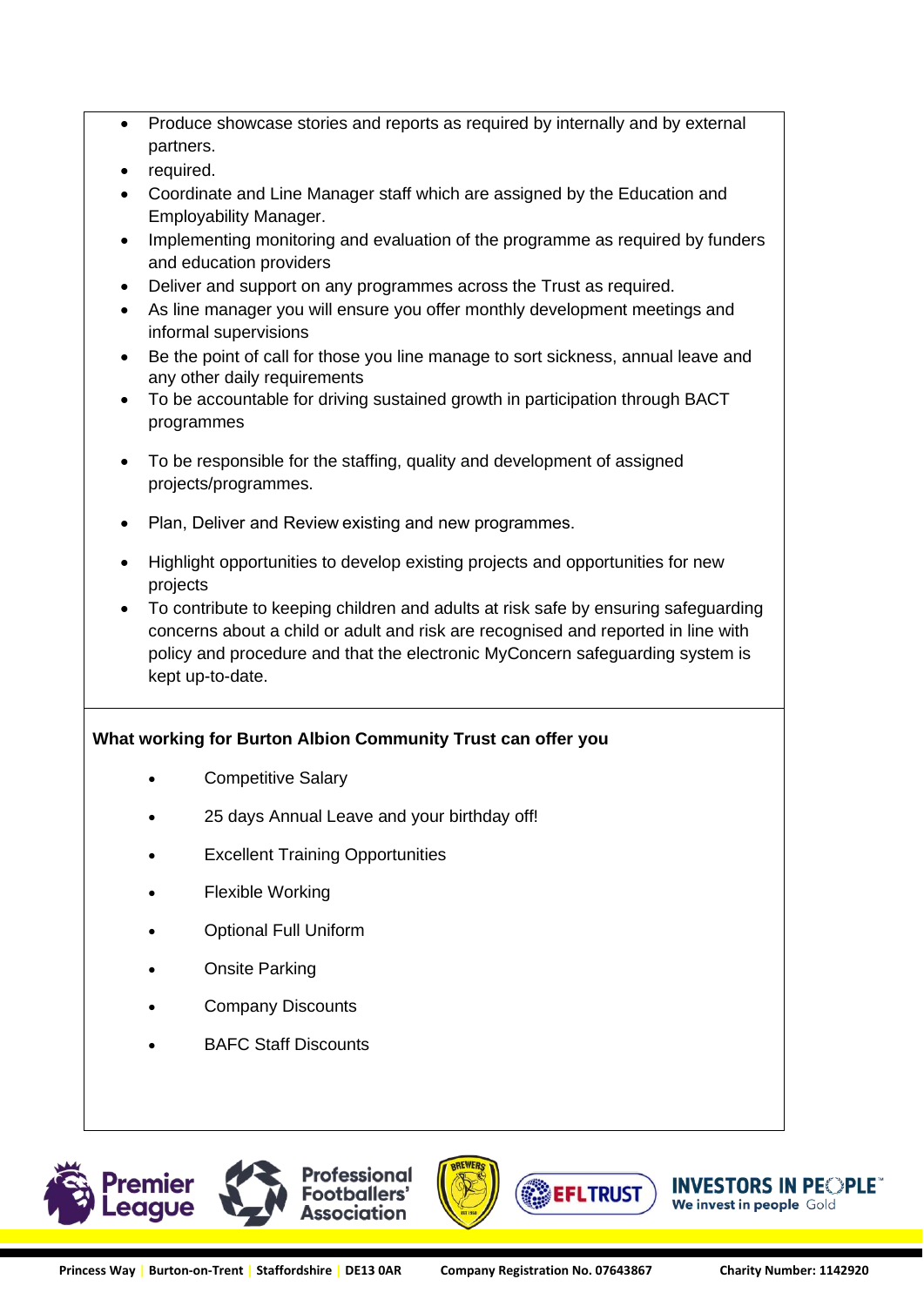- Produce showcase stories and reports as required by internally and by external partners.
- required.
- Coordinate and Line Manager staff which are assigned by the Education and Employability Manager.
- Implementing monitoring and evaluation of the programme as required by funders and education providers
- Deliver and support on any programmes across the Trust as required.
- As line manager you will ensure you offer monthly development meetings and informal supervisions
- Be the point of call for those you line manage to sort sickness, annual leave and any other daily requirements
- To be accountable for driving sustained growth in participation through BACT programmes
- To be responsible for the staffing, quality and development of assigned projects/programmes.
- Plan, Deliver and Review existing and new programmes.
- Highlight opportunities to develop existing projects and opportunities for new projects
- To contribute to keeping children and adults at risk safe by ensuring safeguarding concerns about a child or adult and risk are recognised and reported in line with policy and procedure and that the electronic MyConcern safeguarding system is kept up-to-date.

**What working for Burton Albion Community Trust can offer you**

- Competitive Salary
- 25 days Annual Leave and your birthday off!
- Excellent Training Opportunities
- Flexible Working
- Optional Full Uniform
- Onsite Parking
- Company Discounts
- BAFC Staff Discounts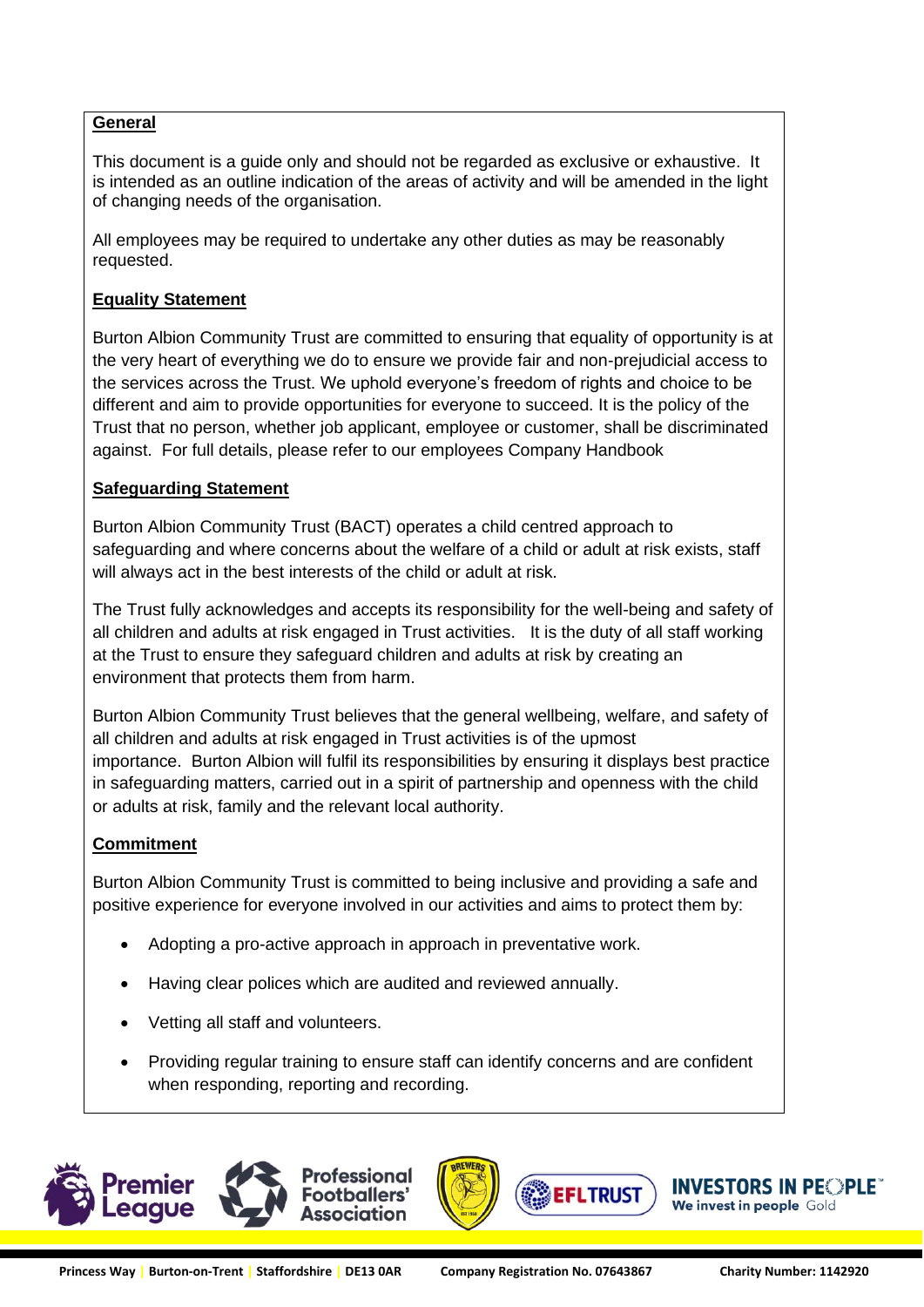**General**

This document is a guide only and should not be regarded as exclusive or exhaustive. It is intended as an outline indication of the areas of activity and will be amended in the light of changing needs of the organisation.

All employees may be required to undertake any other duties as may be reasonably requested.

**Equality Statement**

Burton Albion Community Trust are committed to ensuring that equality of opportunity is at the very heart of everything we do to ensure we provide fair and non-prejudicial access to the services across the Trust. We uphold everyone's freedom of rights and choice to be different and aim to provide opportunities for everyone to succeed. It is the policy of the Trust that no person, whether job applicant, employee or customer, shall be discriminated against. For full details, please refer to our employees Company Handbook

**Safeguarding Statement**

Burton Albion Community Trust (BACT) operates a child centred approach to safeguarding and where concerns about the welfare of a child or adult at risk exists, staff will always act in the best interests of the child or adult at risk.

The Trust fully acknowledges and accepts its responsibility for the well-being and safety of all children and adults at risk engaged in Trust activities. It is the duty of all staff working at the Trust to ensure they safeguard children and adults at risk by creating an environment that protects them from harm.

Burton Albion Community Trust believes that the general wellbeing, welfare, and safety of all children and adults at risk engaged in Trust activities is of the upmost importance. Burton Albion will fulfil its responsibilities by ensuring it displays best practice in safeguarding matters, carried out in a spirit of partnership and openness with the child or adults at risk, family and the relevant local authority.

**Commitment**

Burton Albion Community Trust is committed to being inclusive and providing a safe and positive experience for everyone involved in our activities and aims to protect them by:

- Adopting a pro-active approach in approach in preventative work.
- Having clear polices which are audited and reviewed annually.
- Vetting all staff and volunteers.
- Providing regular training to ensure staff can identify concerns and are confident when responding, reporting and recording.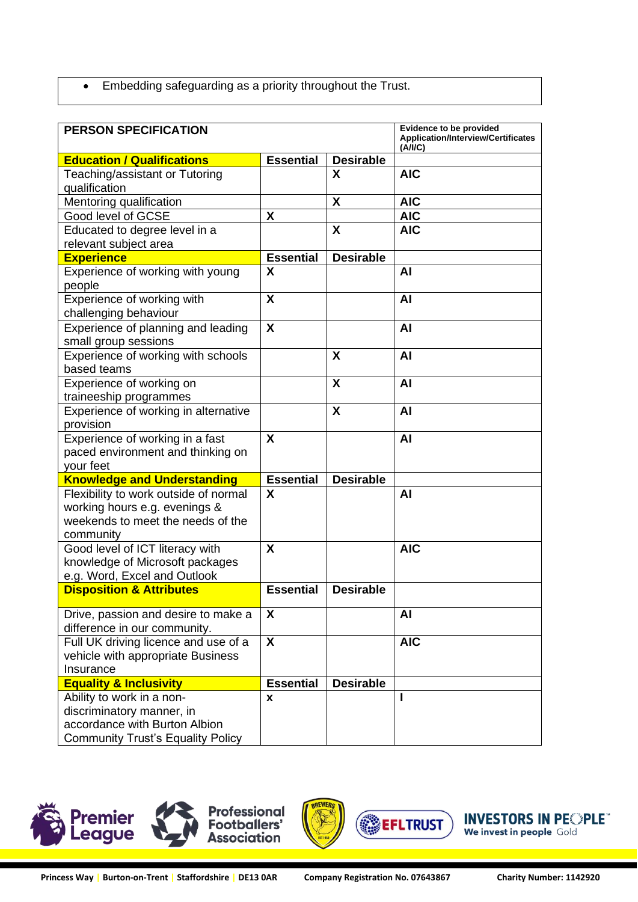- Embedding safeguarding as a priority throughout the Trust.

| PERSON SPECIFICATION | | | Evidence to be provided Application/Interview/Certificates (A/I/C) |
|---|---|---|---|
| **Education / Qualifications** | **Essential** | **Desirable** | |
| Teaching/assistant or Tutoring qualification | | X | AIC |
| Mentoring qualification | | X | AIC |
| Good level of GCSE | X | | AIC |
| Educated to degree level in a relevant subject area | | X | AIC |
| **Experience** | **Essential** | **Desirable** | |
| Experience of working with young people | X | | AI |
| Experience of working with challenging behaviour | X | | AI |
| Experience of planning and leading small group sessions | X | | AI |
| Experience of working with schools based teams | | X | AI |
| Experience of working on traineeship programmes | | X | AI |
| Experience of working in alternative provision | | X | AI |
| Experience of working in a fast paced environment and thinking on your feet | X | | AI |
| **Knowledge and Understanding** | **Essential** | **Desirable** | |
| Flexibility to work outside of normal working hours e.g. evenings & weekends to meet the needs of the community | X | | AI |
| Good level of ICT literacy with knowledge of Microsoft packages e.g. Word, Excel and Outlook | X | | AIC |
| **Disposition & Attributes** | **Essential** | **Desirable** | |
| Drive, passion and desire to make a difference in our community. | X | | AI |
| Full UK driving licence and use of a vehicle with appropriate Business Insurance | X | | AIC |
| **Equality & Inclusivity** | **Essential** | **Desirable** | |
| Ability to work in a non-discriminatory manner, in accordance with Burton Albion Community Trust's Equality Policy | x | | I |

Princess Way | Burton-on-Trent | Staffordshire | DE13 0AR    Company Registration No. 07643867    Charity Number: 1142920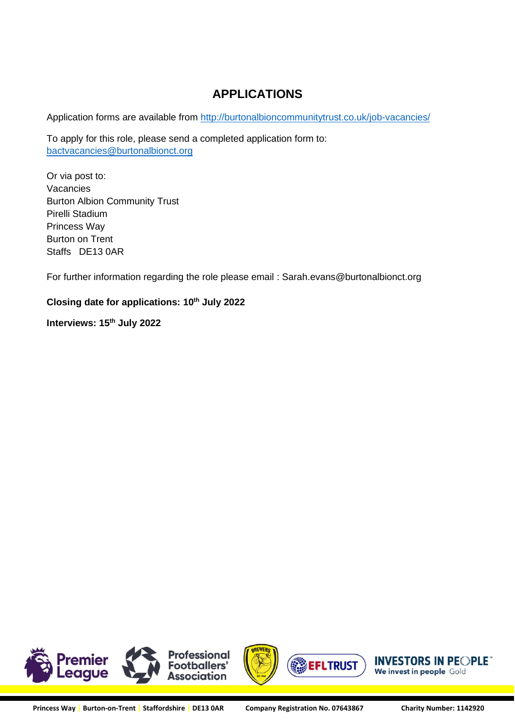# APPLICATIONS

Application forms are available from http://burtonalbioncommunitytrust.co.uk/job-vacancies/

To apply for this role, please send a completed application form to:
bactvacancies@burtonalbionct.org

Or via post to:
Vacancies
Burton Albion Community Trust
Pirelli Stadium
Princess Way
Burton on Trent
Staffs DE13 0AR

For further information regarding the role please email : Sarah.evans@burtonalbionct.org

**Closing date for applications: 10th July 2022**

**Interviews: 15th July 2022**